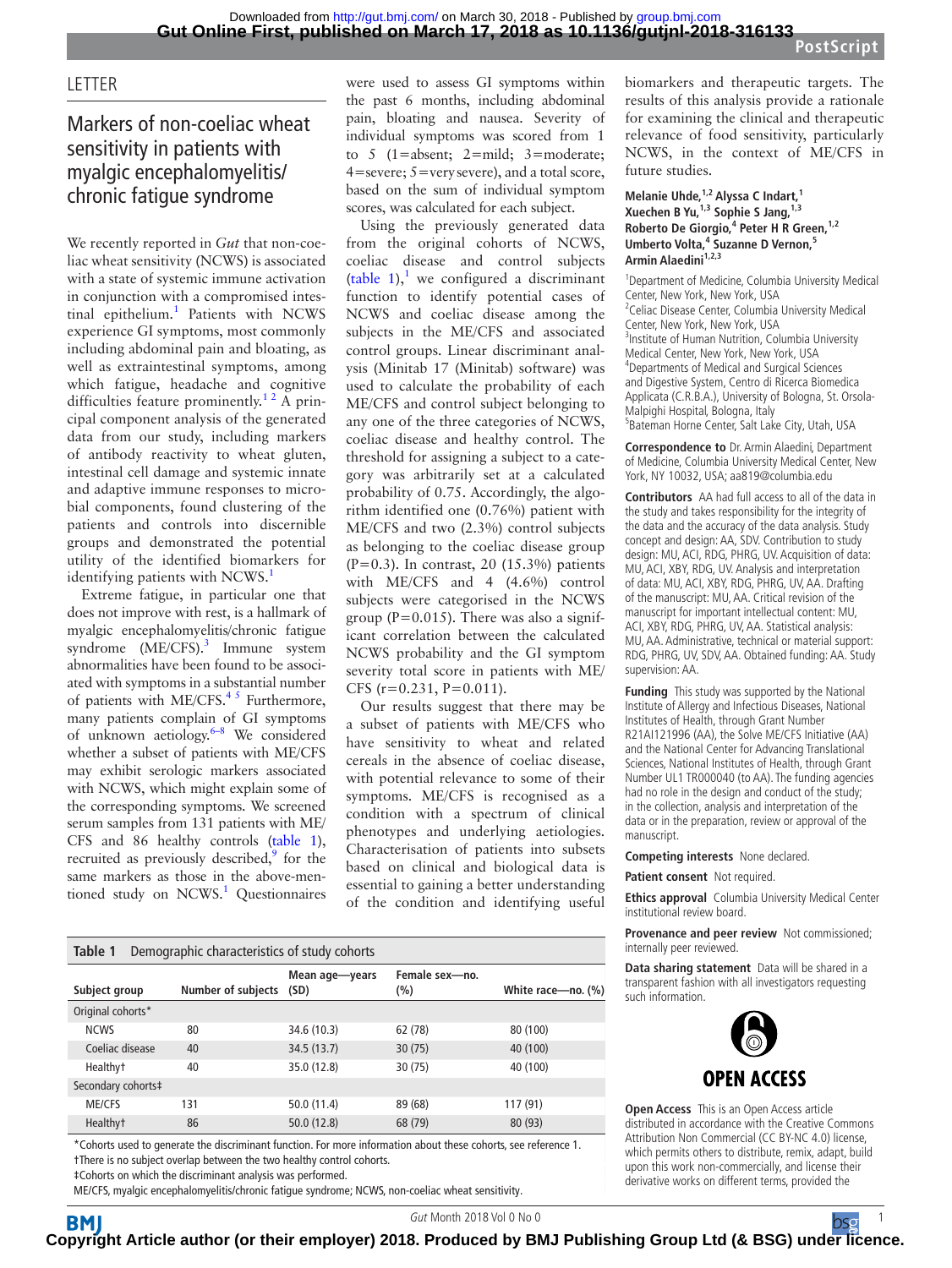LETTER

# Markers of non-coeliac wheat sensitivity in patients with myalgic encephalomyelitis/chronic fatigue syndrome

We recently reported in *Gut* that non-coeliac wheat sensitivity (NCWS) is associated with a state of systemic immune activation in conjunction with a compromised intestinal epithelium.[1] Patients with NCWS experience GI symptoms, most commonly including abdominal pain and bloating, as well as extraintestinal symptoms, among which fatigue, headache and cognitive difficulties feature prominently.[1 2] A principal component analysis of the generated data from our study, including markers of antibody reactivity to wheat gluten, intestinal cell damage and systemic innate and adaptive immune responses to microbial components, found clustering of the patients and controls into discernible groups and demonstrated the potential utility of the identified biomarkers for identifying patients with NCWS.[1]

Extreme fatigue, in particular one that does not improve with rest, is a hallmark of myalgic encephalomyelitis/chronic fatigue syndrome (ME/CFS).[3] Immune system abnormalities have been found to be associated with symptoms in a substantial number of patients with ME/CFS.[4 5] Furthermore, many patients complain of GI symptoms of unknown aetiology.[6–8] We considered whether a subset of patients with ME/CFS may exhibit serologic markers associated with NCWS, which might explain some of the corresponding symptoms. We screened serum samples from 131 patients with ME/CFS and 86 healthy controls (table 1), recruited as previously described,[9] for the same markers as those in the above-mentioned study on NCWS.[1] Questionnaires were used to assess GI symptoms within the past 6 months, including abdominal pain, bloating and nausea. Severity of individual symptoms was scored from 1 to 5 (1=absent; 2=mild; 3=moderate; 4=severe; 5=very severe), and a total score, based on the sum of individual symptom scores, was calculated for each subject.

Using the previously generated data from the original cohorts of NCWS, coeliac disease and control subjects (table 1),[1] we configured a discriminant function to identify potential cases of NCWS and coeliac disease among the subjects in the ME/CFS and associated control groups. Linear discriminant analysis (Minitab 17 (Minitab) software) was used to calculate the probability of each ME/CFS and control subject belonging to any one of the three categories of NCWS, coeliac disease and healthy control. The threshold for assigning a subject to a category was arbitrarily set at a calculated probability of 0.75. Accordingly, the algorithm identified one (0.76%) patient with ME/CFS and two (2.3%) control subjects as belonging to the coeliac disease group (P=0.3). In contrast, 20 (15.3%) patients with ME/CFS and 4 (4.6%) control subjects were categorised in the NCWS group (P=0.015). There was also a significant correlation between the calculated NCWS probability and the GI symptom severity total score in patients with ME/CFS (r=0.231, P=0.011).

Our results suggest that there may be a subset of patients with ME/CFS who have sensitivity to wheat and related cereals in the absence of coeliac disease, with potential relevance to some of their symptoms. ME/CFS is recognised as a condition with a spectrum of clinical phenotypes and underlying aetiologies. Characterisation of patients into subsets based on clinical and biological data is essential to gaining a better understanding of the condition and identifying useful biomarkers and therapeutic targets. The results of this analysis provide a rationale for examining the clinical and therapeutic relevance of food sensitivity, particularly NCWS, in the context of ME/CFS in future studies.

**Table 1** Demographic characteristics of study cohorts

| Subject group | Number of subjects | Mean age—years (SD) | Female sex—no. (%) | White race—no. (%) |
|---|---|---|---|---|
| Original cohorts* | | | | |
| NCWS | 80 | 34.6 (10.3) | 62 (78) | 80 (100) |
| Coeliac disease | 40 | 34.5 (13.7) | 30 (75) | 40 (100) |
| Healthy† | 40 | 35.0 (12.8) | 30 (75) | 40 (100) |
| Secondary cohorts‡ | | | | |
| ME/CFS | 131 | 50.0 (11.4) | 89 (68) | 117 (91) |
| Healthy† | 86 | 50.0 (12.8) | 68 (79) | 80 (93) |

*Cohorts used to generate the discriminant function. For more information about these cohorts, see reference 1.
†There is no subject overlap between the two healthy control cohorts.
‡Cohorts on which the discriminant analysis was performed.
ME/CFS, myalgic encephalomyelitis/chronic fatigue syndrome; NCWS, non-coeliac wheat sensitivity.

**Melanie Uhde,[1,2] Alyssa C Indart,[1] Xuechen B Yu,[1,3] Sophie S Jang,[1,3] Roberto De Giorgio,[4] Peter H R Green,[1,2] Umberto Volta,[4] Suzanne D Vernon,[5] Armin Alaedini[1,2,3]**

[1]Department of Medicine, Columbia University Medical Center, New York, New York, USA
[2]Celiac Disease Center, Columbia University Medical Center, New York, New York, USA
[3]Institute of Human Nutrition, Columbia University Medical Center, New York, New York, USA
[4]Departments of Medical and Surgical Sciences and Digestive System, Centro di Ricerca Biomedica Applicata (C.R.B.A.), University of Bologna, St. Orsola-Malpighi Hospital, Bologna, Italy
[5]Bateman Horne Center, Salt Lake City, Utah, USA

**Correspondence to** Dr. Armin Alaedini, Department of Medicine, Columbia University Medical Center, New York, NY 10032, USA; aa819@columbia.edu

**Contributors** AA had full access to all of the data in the study and takes responsibility for the integrity of the data and the accuracy of the data analysis. Study concept and design: AA, SDV. Contribution to study design: MU, ACI, RDG, PHRG, UV. Acquisition of data: MU, ACI, XBY, RDG, UV. Analysis and interpretation of data: MU, ACI, XBY, RDG, PHRG, UV, AA. Drafting of the manuscript: MU, AA. Critical revision of the manuscript for important intellectual content: MU, ACI, XBY, RDG, PHRG, UV, AA. Statistical analysis: MU, AA. Administrative, technical or material support: RDG, PHRG, UV, SDV, AA. Obtained funding: AA. Study supervision: AA.

**Funding** This study was supported by the National Institute of Allergy and Infectious Diseases, National Institutes of Health, through Grant Number R21AI121996 (AA), the Solve ME/CFS Initiative (AA) and the National Center for Advancing Translational Sciences, National Institutes of Health, through Grant Number UL1 TR000040 (to AA). The funding agencies had no role in the design and conduct of the study; in the collection, analysis and interpretation of the data or in the preparation, review or approval of the manuscript.

**Competing interests** None declared.

**Patient consent** Not required.

**Ethics approval** Columbia University Medical Center institutional review board.

**Provenance and peer review** Not commissioned; internally peer reviewed.

**Data sharing statement** Data will be shared in a transparent fashion with all investigators requesting such information.

OPEN ACCESS

**Open Access** This is an Open Access article distributed in accordance with the Creative Commons Attribution Non Commercial (CC BY-NC 4.0) license, which permits others to distribute, remix, adapt, build upon this work non-commercially, and license their derivative works on different terms, provided the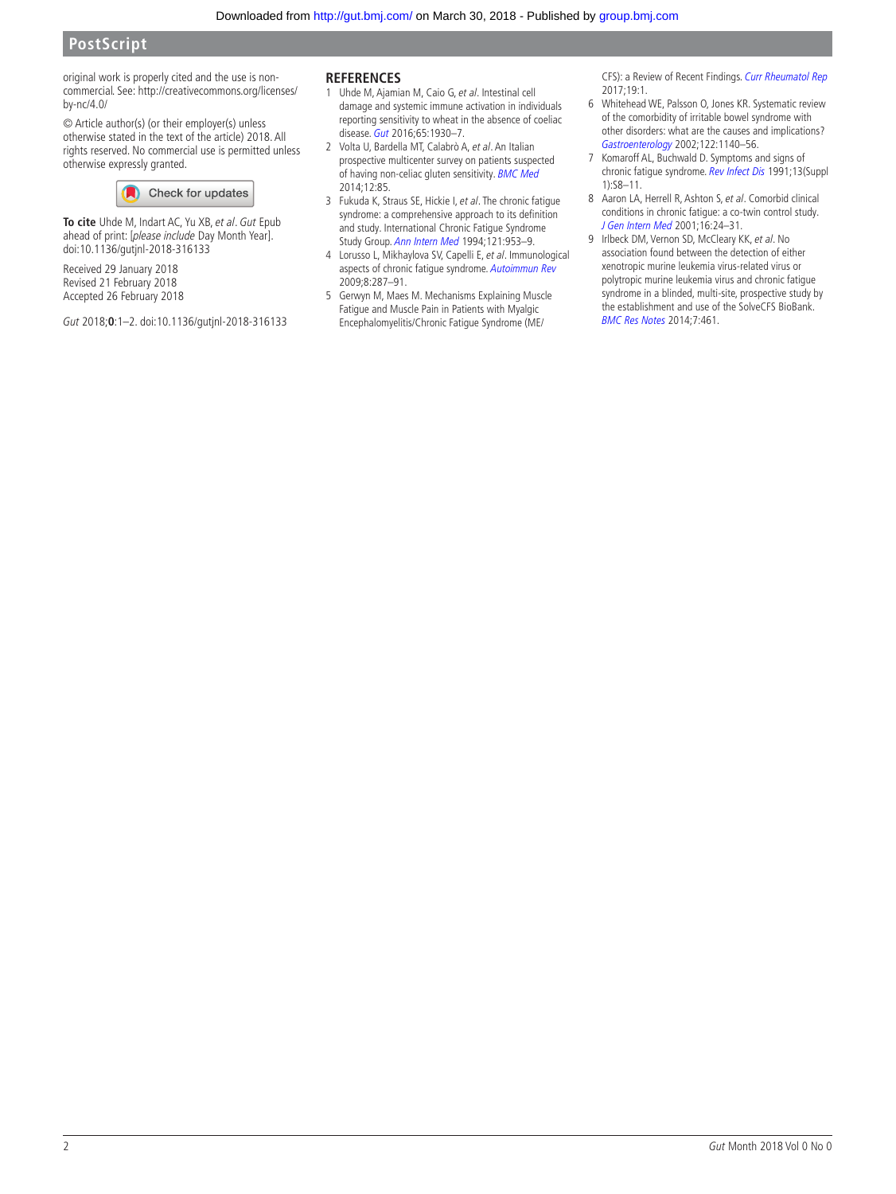original work is properly cited and the use is non-commercial. See: http://creativecommons.org/licenses/by-nc/4.0/

© Article author(s) (or their employer(s) unless otherwise stated in the text of the article) 2018. All rights reserved. No commercial use is permitted unless otherwise expressly granted.

**To cite** Uhde M, Indart AC, Yu XB, *et al*. *Gut* Epub ahead of print: [*please include* Day Month Year]. doi:10.1136/gutjnl-2018-316133

Received 29 January 2018
Revised 21 February 2018
Accepted 26 February 2018

*Gut* 2018;**0**:1–2. doi:10.1136/gutjnl-2018-316133

## REFERENCES

1. Uhde M, Ajamian M, Caio G, *et al*. Intestinal cell damage and systemic immune activation in individuals reporting sensitivity to wheat in the absence of coeliac disease. *Gut* 2016;65:1930–7.
2. Volta U, Bardella MT, Calabrò A, *et al*. An Italian prospective multicenter survey on patients suspected of having non-celiac gluten sensitivity. *BMC Med* 2014;12:85.
3. Fukuda K, Straus SE, Hickie I, *et al*. The chronic fatigue syndrome: a comprehensive approach to its definition and study. International Chronic Fatigue Syndrome Study Group. *Ann Intern Med* 1994;121:953–9.
4. Lorusso L, Mikhaylova SV, Capelli E, *et al*. Immunological aspects of chronic fatigue syndrome. *Autoimmun Rev* 2009;8:287–91.
5. Gerwyn M, Maes M. Mechanisms Explaining Muscle Fatigue and Muscle Pain in Patients with Myalgic Encephalomyelitis/Chronic Fatigue Syndrome (ME/CFS): a Review of Recent Findings. *Curr Rheumatol Rep* 2017;19:1.
6. Whitehead WE, Palsson O, Jones KR. Systematic review of the comorbidity of irritable bowel syndrome with other disorders: what are the causes and implications? *Gastroenterology* 2002;122:1140–56.
7. Komaroff AL, Buchwald D. Symptoms and signs of chronic fatigue syndrome. *Rev Infect Dis* 1991;13(Suppl 1):S8–11.
8. Aaron LA, Herrell R, Ashton S, *et al*. Comorbid clinical conditions in chronic fatigue: a co-twin control study. *J Gen Intern Med* 2001;16:24–31.
9. Irlbeck DM, Vernon SD, McCleary KK, *et al*. No association found between the detection of either xenotropic murine leukemia virus-related virus or polytropic murine leukemia virus and chronic fatigue syndrome in a blinded, multi-site, prospective study by the establishment and use of the SolveCFS BioBank. *BMC Res Notes* 2014;7:461.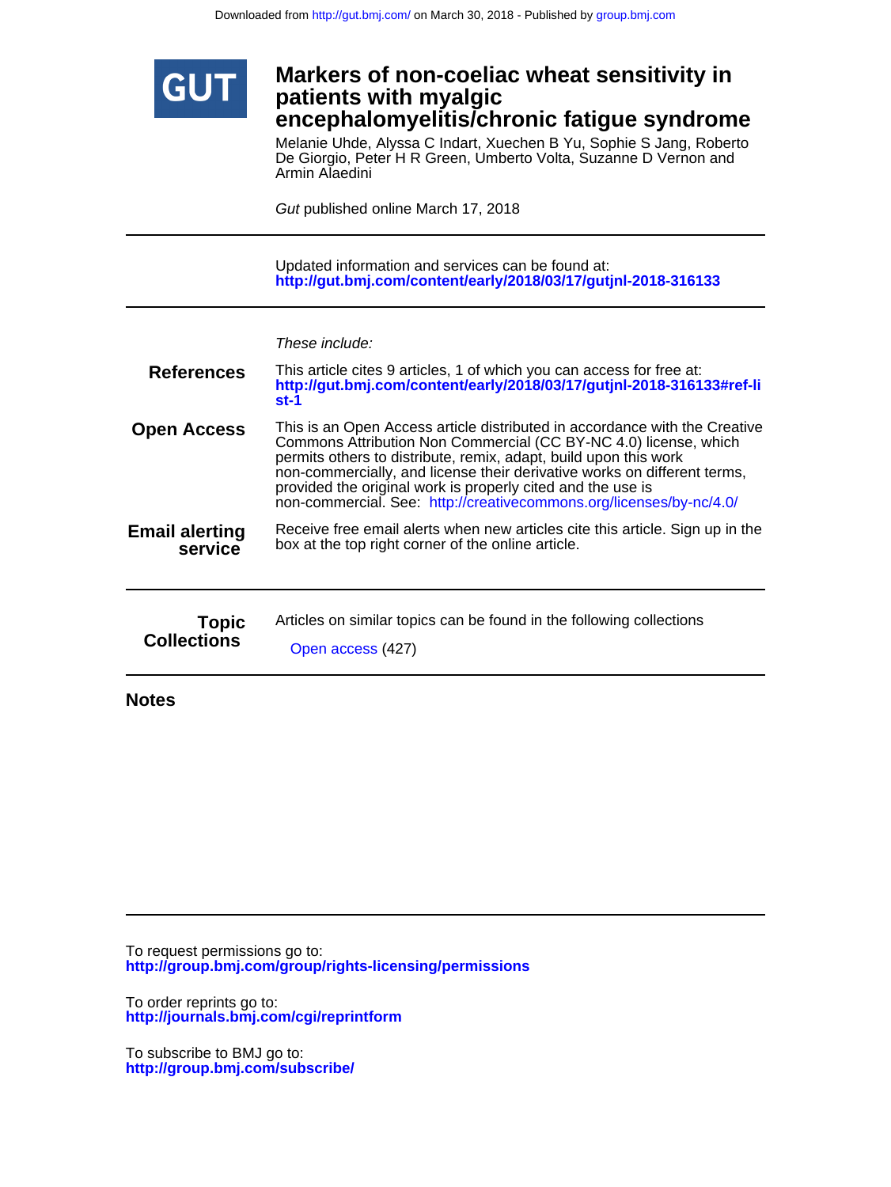# Markers of non-coeliac wheat sensitivity in patients with myalgic encephalomyelitis/chronic fatigue syndrome

Melanie Uhde, Alyssa C Indart, Xuechen B Yu, Sophie S Jang, Roberto De Giorgio, Peter H R Green, Umberto Volta, Suzanne D Vernon and Armin Alaedini

*Gut* published online March 17, 2018

Updated information and services can be found at:
**http://gut.bmj.com/content/early/2018/03/17/gutjnl-2018-316133**

*These include:*

**References**

This article cites 9 articles, 1 of which you can access for free at:
**http://gut.bmj.com/content/early/2018/03/17/gutjnl-2018-316133#ref-list-1**

**Open Access**

This is an Open Access article distributed in accordance with the Creative Commons Attribution Non Commercial (CC BY-NC 4.0) license, which permits others to distribute, remix, adapt, build upon this work non-commercially, and license their derivative works on different terms, provided the original work is properly cited and the use is non-commercial. See: http://creativecommons.org/licenses/by-nc/4.0/

**Email alerting service**

Receive free email alerts when new articles cite this article. Sign up in the box at the top right corner of the online article.

**Topic Collections**

Articles on similar topics can be found in the following collections

Open access (427)

## Notes

To request permissions go to:
**http://group.bmj.com/group/rights-licensing/permissions**

To order reprints go to:
**http://journals.bmj.com/cgi/reprintform**

To subscribe to BMJ go to:
**http://group.bmj.com/subscribe/**